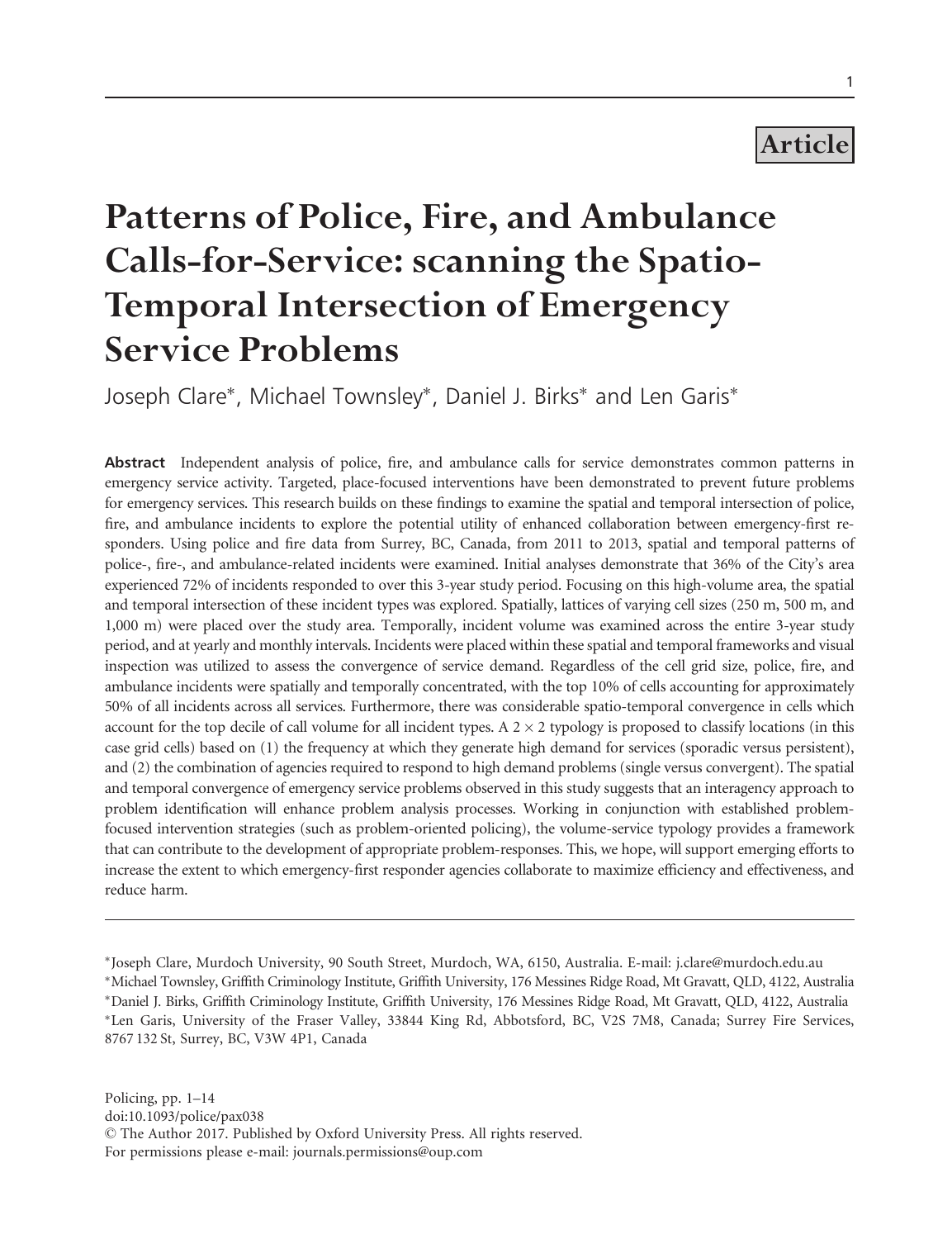**Article**

# Patterns of Police, Fire, and Ambulance Calls-for-Service: scanning the Spatio-Temporal Intersection of Emergency Service Problems

Joseph Clare*, Michael Townsley*, Daniel J. Birks* and Len Garis*

**Abstract** Independent analysis of police, fire, and ambulance calls for service demonstrates common patterns in emergency service activity. Targeted, place-focused interventions have been demonstrated to prevent future problems for emergency services. This research builds on these findings to examine the spatial and temporal intersection of police, fire, and ambulance incidents to explore the potential utility of enhanced collaboration between emergency-first responders. Using police and fire data from Surrey, BC, Canada, from 2011 to 2013, spatial and temporal patterns of police-, fire-, and ambulance-related incidents were examined. Initial analyses demonstrate that 36% of the City's area experienced 72% of incidents responded to over this 3-year study period. Focusing on this high-volume area, the spatial and temporal intersection of these incident types was explored. Spatially, lattices of varying cell sizes (250 m, 500 m, and 1,000 m) were placed over the study area. Temporally, incident volume was examined across the entire 3-year study period, and at yearly and monthly intervals. Incidents were placed within these spatial and temporal frameworks and visual inspection was utilized to assess the convergence of service demand. Regardless of the cell grid size, police, fire, and ambulance incidents were spatially and temporally concentrated, with the top 10% of cells accounting for approximately 50% of all incidents across all services. Furthermore, there was considerable spatio-temporal convergence in cells which account for the top decile of call volume for all incident types. A $2 \times 2$ typology is proposed to classify locations (in this case grid cells) based on (1) the frequency at which they generate high demand for services (sporadic versus persistent), and (2) the combination of agencies required to respond to high demand problems (single versus convergent). The spatial and temporal convergence of emergency service problems observed in this study suggests that an interagency approach to problem identification will enhance problem analysis processes. Working in conjunction with established problem-focused intervention strategies (such as problem-oriented policing), the volume-service typology provides a framework that can contribute to the development of appropriate problem-responses. This, we hope, will support emerging efforts to increase the extent to which emergency-first responder agencies collaborate to maximize efficiency and effectiveness, and reduce harm.

---

*Joseph Clare, Murdoch University, 90 South Street, Murdoch, WA, 6150, Australia. E-mail: j.clare@murdoch.edu.au

*Michael Townsley, Griffith Criminology Institute, Griffith University, 176 Messines Ridge Road, Mt Gravatt, QLD, 4122, Australia

*Daniel J. Birks, Griffith Criminology Institute, Griffith University, 176 Messines Ridge Road, Mt Gravatt, QLD, 4122, Australia

*Len Garis, University of the Fraser Valley, 33844 King Rd, Abbotsford, BC, V2S 7M8, Canada; Surrey Fire Services, 8767 132 St, Surrey, BC, V3W 4P1, Canada

Policing, pp. 1–14
doi:10.1093/police/pax038
© The Author 2017. Published by Oxford University Press. All rights reserved.
For permissions please e-mail: journals.permissions@oup.com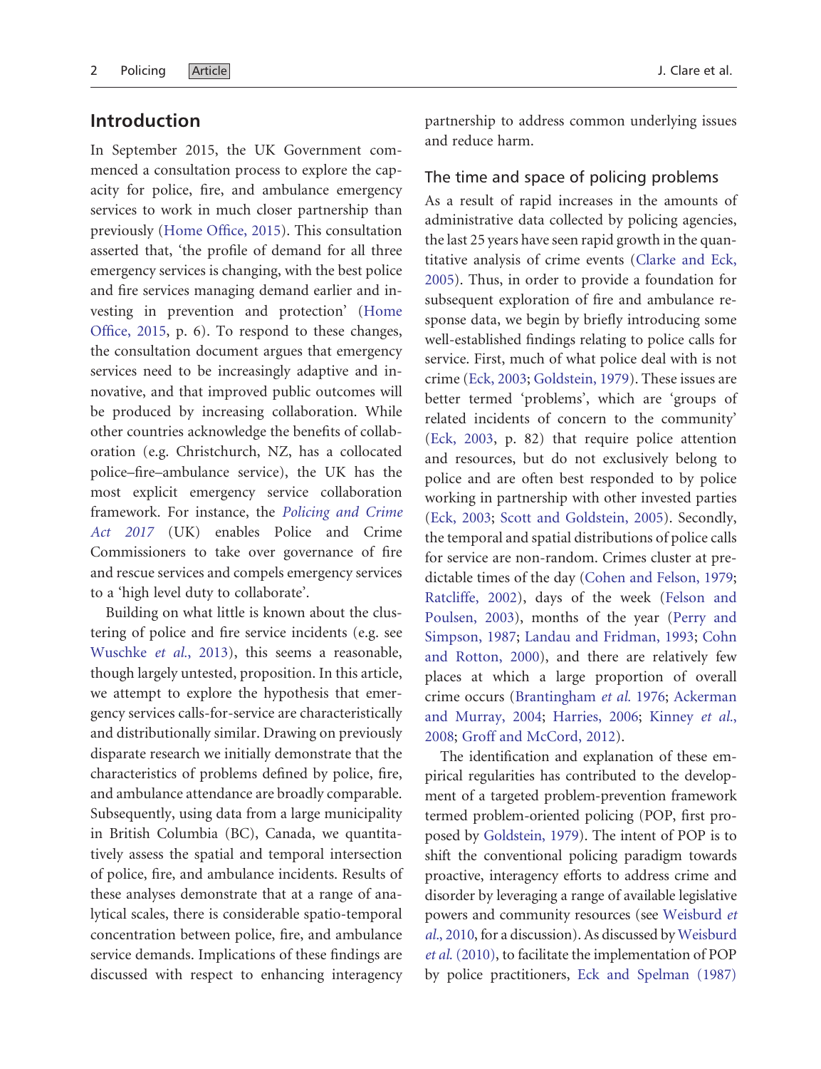## Introduction

In September 2015, the UK Government commenced a consultation process to explore the capacity for police, fire, and ambulance emergency services to work in much closer partnership than previously (Home Office, 2015). This consultation asserted that, 'the profile of demand for all three emergency services is changing, with the best police and fire services managing demand earlier and investing in prevention and protection' (Home Office, 2015, p. 6). To respond to these changes, the consultation document argues that emergency services need to be increasingly adaptive and innovative, and that improved public outcomes will be produced by increasing collaboration. While other countries acknowledge the benefits of collaboration (e.g. Christchurch, NZ, has a collocated police–fire–ambulance service), the UK has the most explicit emergency service collaboration framework. For instance, the *Policing and Crime Act 2017* (UK) enables Police and Crime Commissioners to take over governance of fire and rescue services and compels emergency services to a 'high level duty to collaborate'.

Building on what little is known about the clustering of police and fire service incidents (e.g. see Wuschke *et al.*, 2013), this seems a reasonable, though largely untested, proposition. In this article, we attempt to explore the hypothesis that emergency services calls-for-service are characteristically and distributionally similar. Drawing on previously disparate research we initially demonstrate that the characteristics of problems defined by police, fire, and ambulance attendance are broadly comparable. Subsequently, using data from a large municipality in British Columbia (BC), Canada, we quantitatively assess the spatial and temporal intersection of police, fire, and ambulance incidents. Results of these analyses demonstrate that at a range of analytical scales, there is considerable spatio-temporal concentration between police, fire, and ambulance service demands. Implications of these findings are discussed with respect to enhancing interagency partnership to address common underlying issues and reduce harm.

### The time and space of policing problems

As a result of rapid increases in the amounts of administrative data collected by policing agencies, the last 25 years have seen rapid growth in the quantitative analysis of crime events (Clarke and Eck, 2005). Thus, in order to provide a foundation for subsequent exploration of fire and ambulance response data, we begin by briefly introducing some well-established findings relating to police calls for service. First, much of what police deal with is not crime (Eck, 2003; Goldstein, 1979). These issues are better termed 'problems', which are 'groups of related incidents of concern to the community' (Eck, 2003, p. 82) that require police attention and resources, but do not exclusively belong to police and are often best responded to by police working in partnership with other invested parties (Eck, 2003; Scott and Goldstein, 2005). Secondly, the temporal and spatial distributions of police calls for service are non-random. Crimes cluster at predictable times of the day (Cohen and Felson, 1979; Ratcliffe, 2002), days of the week (Felson and Poulsen, 2003), months of the year (Perry and Simpson, 1987; Landau and Fridman, 1993; Cohn and Rotton, 2000), and there are relatively few places at which a large proportion of overall crime occurs (Brantingham *et al.* 1976; Ackerman and Murray, 2004; Harries, 2006; Kinney *et al.*, 2008; Groff and McCord, 2012).

The identification and explanation of these empirical regularities has contributed to the development of a targeted problem-prevention framework termed problem-oriented policing (POP, first proposed by Goldstein, 1979). The intent of POP is to shift the conventional policing paradigm towards proactive, interagency efforts to address crime and disorder by leveraging a range of available legislative powers and community resources (see Weisburd *et al.*, 2010, for a discussion). As discussed by Weisburd *et al.* (2010), to facilitate the implementation of POP by police practitioners, Eck and Spelman (1987)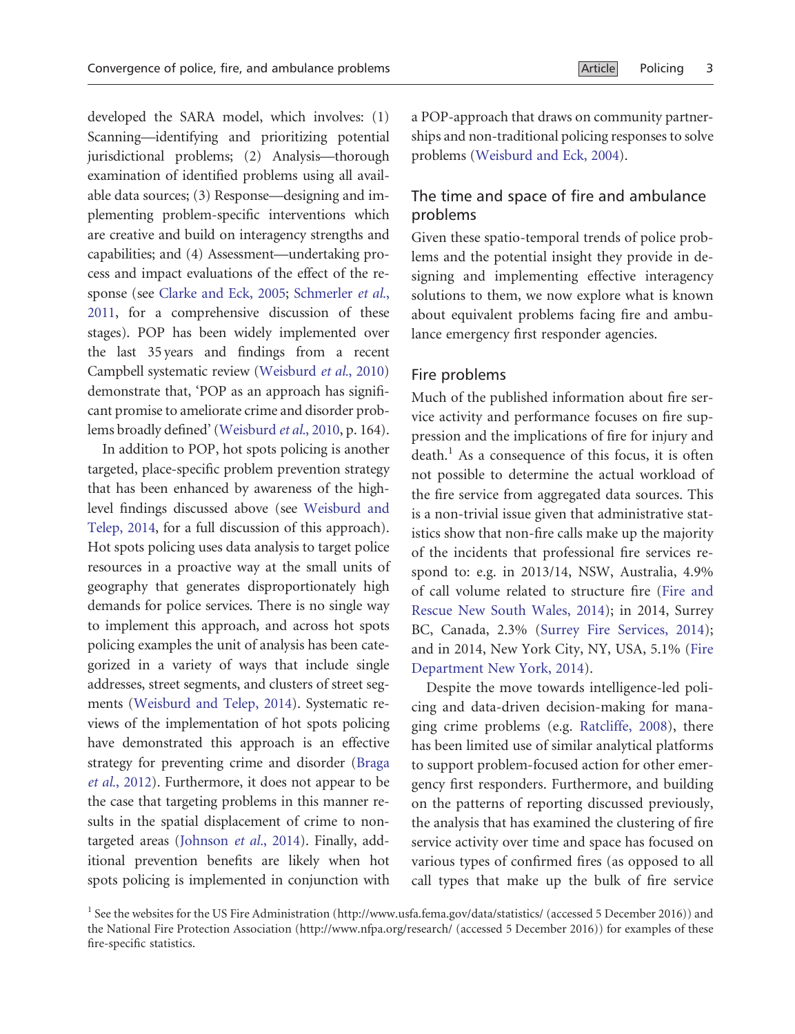developed the SARA model, which involves: (1) Scanning—identifying and prioritizing potential jurisdictional problems; (2) Analysis—thorough examination of identified problems using all available data sources; (3) Response—designing and implementing problem-specific interventions which are creative and build on interagency strengths and capabilities; and (4) Assessment—undertaking process and impact evaluations of the effect of the response (see Clarke and Eck, 2005; Schmerler *et al*., 2011, for a comprehensive discussion of these stages). POP has been widely implemented over the last 35 years and findings from a recent Campbell systematic review (Weisburd *et al*., 2010) demonstrate that, 'POP as an approach has significant promise to ameliorate crime and disorder problems broadly defined' (Weisburd *et al*., 2010, p. 164).

In addition to POP, hot spots policing is another targeted, place-specific problem prevention strategy that has been enhanced by awareness of the high-level findings discussed above (see Weisburd and Telep, 2014, for a full discussion of this approach). Hot spots policing uses data analysis to target police resources in a proactive way at the small units of geography that generates disproportionately high demands for police services. There is no single way to implement this approach, and across hot spots policing examples the unit of analysis has been categorized in a variety of ways that include single addresses, street segments, and clusters of street segments (Weisburd and Telep, 2014). Systematic reviews of the implementation of hot spots policing have demonstrated this approach is an effective strategy for preventing crime and disorder (Braga *et al*., 2012). Furthermore, it does not appear to be the case that targeting problems in this manner results in the spatial displacement of crime to non-targeted areas (Johnson *et al*., 2014). Finally, additional prevention benefits are likely when hot spots policing is implemented in conjunction with a POP-approach that draws on community partnerships and non-traditional policing responses to solve problems (Weisburd and Eck, 2004).

## The time and space of fire and ambulance problems

Given these spatio-temporal trends of police problems and the potential insight they provide in designing and implementing effective interagency solutions to them, we now explore what is known about equivalent problems facing fire and ambulance emergency first responder agencies.

### Fire problems

Much of the published information about fire service activity and performance focuses on fire suppression and the implications of fire for injury and death.[1] As a consequence of this focus, it is often not possible to determine the actual workload of the fire service from aggregated data sources. This is a non-trivial issue given that administrative statistics show that non-fire calls make up the majority of the incidents that professional fire services respond to: e.g. in 2013/14, NSW, Australia, 4.9% of call volume related to structure fire (Fire and Rescue New South Wales, 2014); in 2014, Surrey BC, Canada, 2.3% (Surrey Fire Services, 2014); and in 2014, New York City, NY, USA, 5.1% (Fire Department New York, 2014).

Despite the move towards intelligence-led policing and data-driven decision-making for managing crime problems (e.g. Ratcliffe, 2008), there has been limited use of similar analytical platforms to support problem-focused action for other emergency first responders. Furthermore, and building on the patterns of reporting discussed previously, the analysis that has examined the clustering of fire service activity over time and space has focused on various types of confirmed fires (as opposed to all call types that make up the bulk of fire service

[1] See the websites for the US Fire Administration (http://www.usfa.fema.gov/data/statistics/ (accessed 5 December 2016)) and the National Fire Protection Association (http://www.nfpa.org/research/ (accessed 5 December 2016)) for examples of these fire-specific statistics.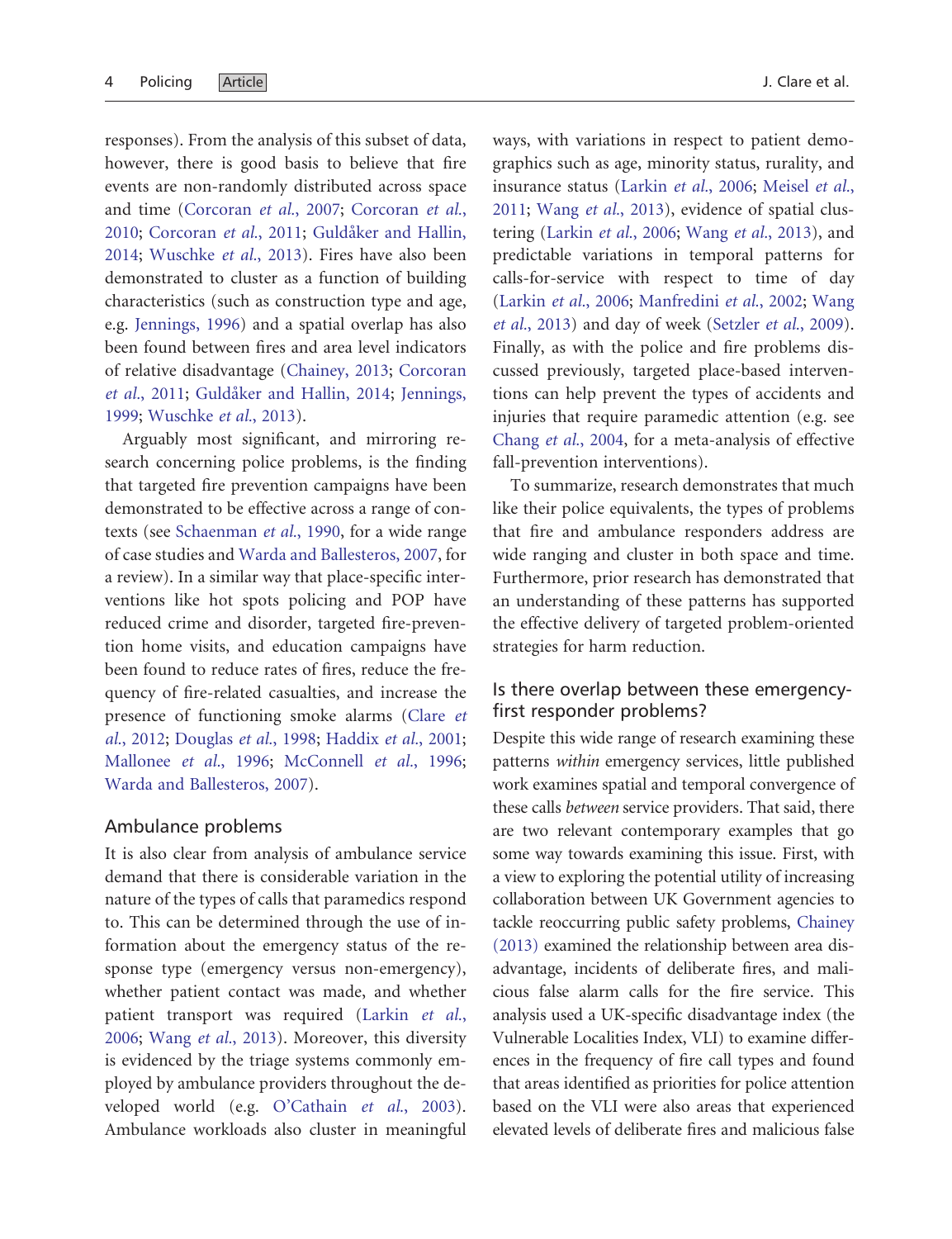responses). From the analysis of this subset of data, however, there is good basis to believe that fire events are non-randomly distributed across space and time (Corcoran *et al.*, 2007; Corcoran *et al.*, 2010; Corcoran *et al.*, 2011; Guldåker and Hallin, 2014; Wuschke *et al.*, 2013). Fires have also been demonstrated to cluster as a function of building characteristics (such as construction type and age, e.g. Jennings, 1996) and a spatial overlap has also been found between fires and area level indicators of relative disadvantage (Chainey, 2013; Corcoran *et al.*, 2011; Guldåker and Hallin, 2014; Jennings, 1999; Wuschke *et al.*, 2013).

Arguably most significant, and mirroring research concerning police problems, is the finding that targeted fire prevention campaigns have been demonstrated to be effective across a range of contexts (see Schaenman *et al.*, 1990, for a wide range of case studies and Warda and Ballesteros, 2007, for a review). In a similar way that place-specific interventions like hot spots policing and POP have reduced crime and disorder, targeted fire-prevention home visits, and education campaigns have been found to reduce rates of fires, reduce the frequency of fire-related casualties, and increase the presence of functioning smoke alarms (Clare *et al.*, 2012; Douglas *et al.*, 1998; Haddix *et al.*, 2001; Mallonee *et al.*, 1996; McConnell *et al.*, 1996; Warda and Ballesteros, 2007).

## Ambulance problems

It is also clear from analysis of ambulance service demand that there is considerable variation in the nature of the types of calls that paramedics respond to. This can be determined through the use of information about the emergency status of the response type (emergency versus non-emergency), whether patient contact was made, and whether patient transport was required (Larkin *et al.*, 2006; Wang *et al.*, 2013). Moreover, this diversity is evidenced by the triage systems commonly employed by ambulance providers throughout the developed world (e.g. O'Cathain *et al.*, 2003). Ambulance workloads also cluster in meaningful ways, with variations in respect to patient demographics such as age, minority status, rurality, and insurance status (Larkin *et al.*, 2006; Meisel *et al.*, 2011; Wang *et al.*, 2013), evidence of spatial clustering (Larkin *et al.*, 2006; Wang *et al.*, 2013), and predictable variations in temporal patterns for calls-for-service with respect to time of day (Larkin *et al.*, 2006; Manfredini *et al.*, 2002; Wang *et al.*, 2013) and day of week (Setzler *et al.*, 2009). Finally, as with the police and fire problems discussed previously, targeted place-based interventions can help prevent the types of accidents and injuries that require paramedic attention (e.g. see Chang *et al.*, 2004, for a meta-analysis of effective fall-prevention interventions).

To summarize, research demonstrates that much like their police equivalents, the types of problems that fire and ambulance responders address are wide ranging and cluster in both space and time. Furthermore, prior research has demonstrated that an understanding of these patterns has supported the effective delivery of targeted problem-oriented strategies for harm reduction.

## Is there overlap between these emergency-first responder problems?

Despite this wide range of research examining these patterns *within* emergency services, little published work examines spatial and temporal convergence of these calls *between* service providers. That said, there are two relevant contemporary examples that go some way towards examining this issue. First, with a view to exploring the potential utility of increasing collaboration between UK Government agencies to tackle reoccurring public safety problems, Chainey (2013) examined the relationship between area disadvantage, incidents of deliberate fires, and malicious false alarm calls for the fire service. This analysis used a UK-specific disadvantage index (the Vulnerable Localities Index, VLI) to examine differences in the frequency of fire call types and found that areas identified as priorities for police attention based on the VLI were also areas that experienced elevated levels of deliberate fires and malicious false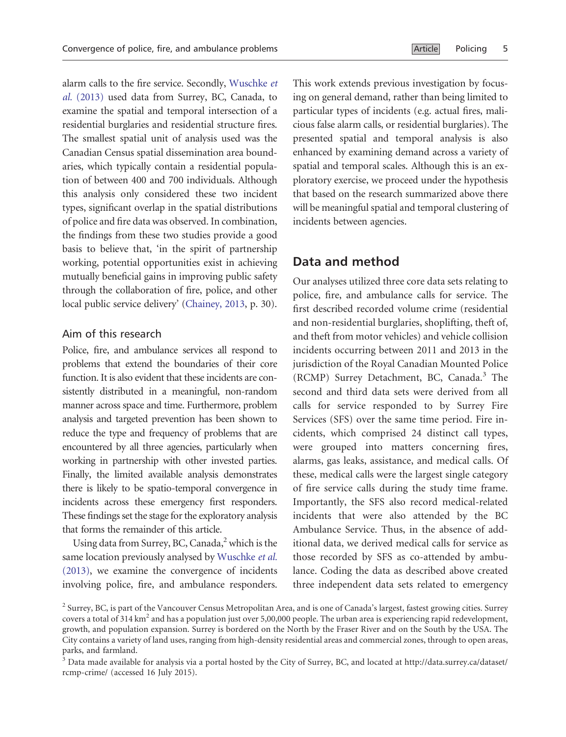alarm calls to the fire service. Secondly, Wuschke *et al.* (2013) used data from Surrey, BC, Canada, to examine the spatial and temporal intersection of a residential burglaries and residential structure fires. The smallest spatial unit of analysis used was the Canadian Census spatial dissemination area boundaries, which typically contain a residential population of between 400 and 700 individuals. Although this analysis only considered these two incident types, significant overlap in the spatial distributions of police and fire data was observed. In combination, the findings from these two studies provide a good basis to believe that, 'in the spirit of partnership working, potential opportunities exist in achieving mutually beneficial gains in improving public safety through the collaboration of fire, police, and other local public service delivery' (Chainey, 2013, p. 30).

### Aim of this research

Police, fire, and ambulance services all respond to problems that extend the boundaries of their core function. It is also evident that these incidents are consistently distributed in a meaningful, non-random manner across space and time. Furthermore, problem analysis and targeted prevention has been shown to reduce the type and frequency of problems that are encountered by all three agencies, particularly when working in partnership with other invested parties. Finally, the limited available analysis demonstrates there is likely to be spatio-temporal convergence in incidents across these emergency first responders. These findings set the stage for the exploratory analysis that forms the remainder of this article.

Using data from Surrey, BC, Canada,[2] which is the same location previously analysed by Wuschke *et al.* (2013), we examine the convergence of incidents involving police, fire, and ambulance responders. This work extends previous investigation by focusing on general demand, rather than being limited to particular types of incidents (e.g. actual fires, malicious false alarm calls, or residential burglaries). The presented spatial and temporal analysis is also enhanced by examining demand across a variety of spatial and temporal scales. Although this is an exploratory exercise, we proceed under the hypothesis that based on the research summarized above there will be meaningful spatial and temporal clustering of incidents between agencies.

## Data and method

Our analyses utilized three core data sets relating to police, fire, and ambulance calls for service. The first described recorded volume crime (residential and non-residential burglaries, shoplifting, theft of, and theft from motor vehicles) and vehicle collision incidents occurring between 2011 and 2013 in the jurisdiction of the Royal Canadian Mounted Police (RCMP) Surrey Detachment, BC, Canada.[3] The second and third data sets were derived from all calls for service responded to by Surrey Fire Services (SFS) over the same time period. Fire incidents, which comprised 24 distinct call types, were grouped into matters concerning fires, alarms, gas leaks, assistance, and medical calls. Of these, medical calls were the largest single category of fire service calls during the study time frame. Importantly, the SFS also record medical-related incidents that were also attended by the BC Ambulance Service. Thus, in the absence of additional data, we derived medical calls for service as those recorded by SFS as co-attended by ambulance. Coding the data as described above created three independent data sets related to emergency

[2] Surrey, BC, is part of the Vancouver Census Metropolitan Area, and is one of Canada's largest, fastest growing cities. Surrey covers a total of 314 km$^2$ and has a population just over 5,00,000 people. The urban area is experiencing rapid redevelopment, growth, and population expansion. Surrey is bordered on the North by the Fraser River and on the South by the USA. The City contains a variety of land uses, ranging from high-density residential areas and commercial zones, through to open areas, parks, and farmland.

[3] Data made available for analysis via a portal hosted by the City of Surrey, BC, and located at http://data.surrey.ca/dataset/rcmp-crime/ (accessed 16 July 2015).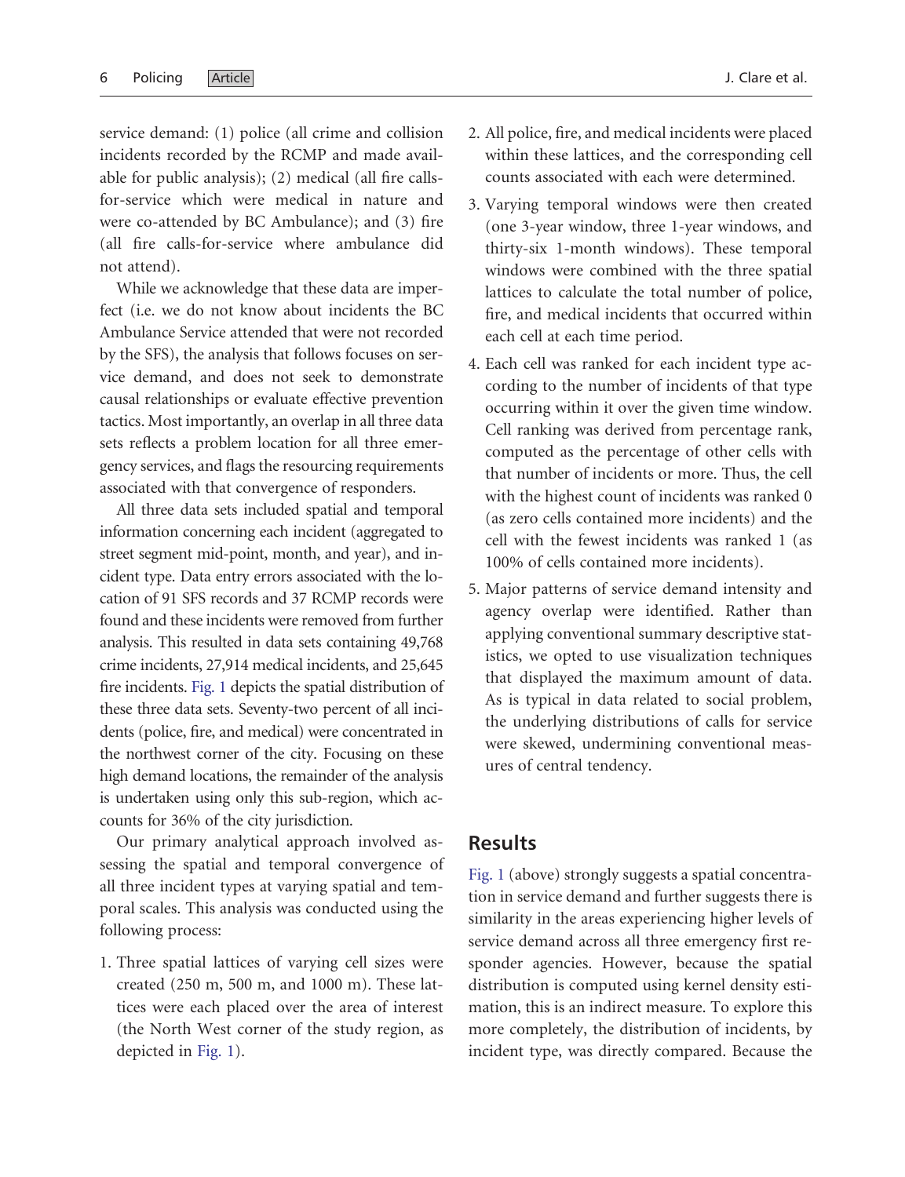service demand: (1) police (all crime and collision incidents recorded by the RCMP and made available for public analysis); (2) medical (all fire calls-for-service which were medical in nature and were co-attended by BC Ambulance); and (3) fire (all fire calls-for-service where ambulance did not attend).

While we acknowledge that these data are imperfect (i.e. we do not know about incidents the BC Ambulance Service attended that were not recorded by the SFS), the analysis that follows focuses on service demand, and does not seek to demonstrate causal relationships or evaluate effective prevention tactics. Most importantly, an overlap in all three data sets reflects a problem location for all three emergency services, and flags the resourcing requirements associated with that convergence of responders.

All three data sets included spatial and temporal information concerning each incident (aggregated to street segment mid-point, month, and year), and incident type. Data entry errors associated with the location of 91 SFS records and 37 RCMP records were found and these incidents were removed from further analysis. This resulted in data sets containing 49,768 crime incidents, 27,914 medical incidents, and 25,645 fire incidents. Fig. 1 depicts the spatial distribution of these three data sets. Seventy-two percent of all incidents (police, fire, and medical) were concentrated in the northwest corner of the city. Focusing on these high demand locations, the remainder of the analysis is undertaken using only this sub-region, which accounts for 36% of the city jurisdiction.

Our primary analytical approach involved assessing the spatial and temporal convergence of all three incident types at varying spatial and temporal scales. This analysis was conducted using the following process:

1. Three spatial lattices of varying cell sizes were created (250 m, 500 m, and 1000 m). These lattices were each placed over the area of interest (the North West corner of the study region, as depicted in Fig. 1).
2. All police, fire, and medical incidents were placed within these lattices, and the corresponding cell counts associated with each were determined.
3. Varying temporal windows were then created (one 3-year window, three 1-year windows, and thirty-six 1-month windows). These temporal windows were combined with the three spatial lattices to calculate the total number of police, fire, and medical incidents that occurred within each cell at each time period.
4. Each cell was ranked for each incident type according to the number of incidents of that type occurring within it over the given time window. Cell ranking was derived from percentage rank, computed as the percentage of other cells with that number of incidents or more. Thus, the cell with the highest count of incidents was ranked 0 (as zero cells contained more incidents) and the cell with the fewest incidents was ranked 1 (as 100% of cells contained more incidents).
5. Major patterns of service demand intensity and agency overlap were identified. Rather than applying conventional summary descriptive statistics, we opted to use visualization techniques that displayed the maximum amount of data. As is typical in data related to social problem, the underlying distributions of calls for service were skewed, undermining conventional measures of central tendency.

## Results

Fig. 1 (above) strongly suggests a spatial concentration in service demand and further suggests there is similarity in the areas experiencing higher levels of service demand across all three emergency first responder agencies. However, because the spatial distribution is computed using kernel density estimation, this is an indirect measure. To explore this more completely, the distribution of incidents, by incident type, was directly compared. Because the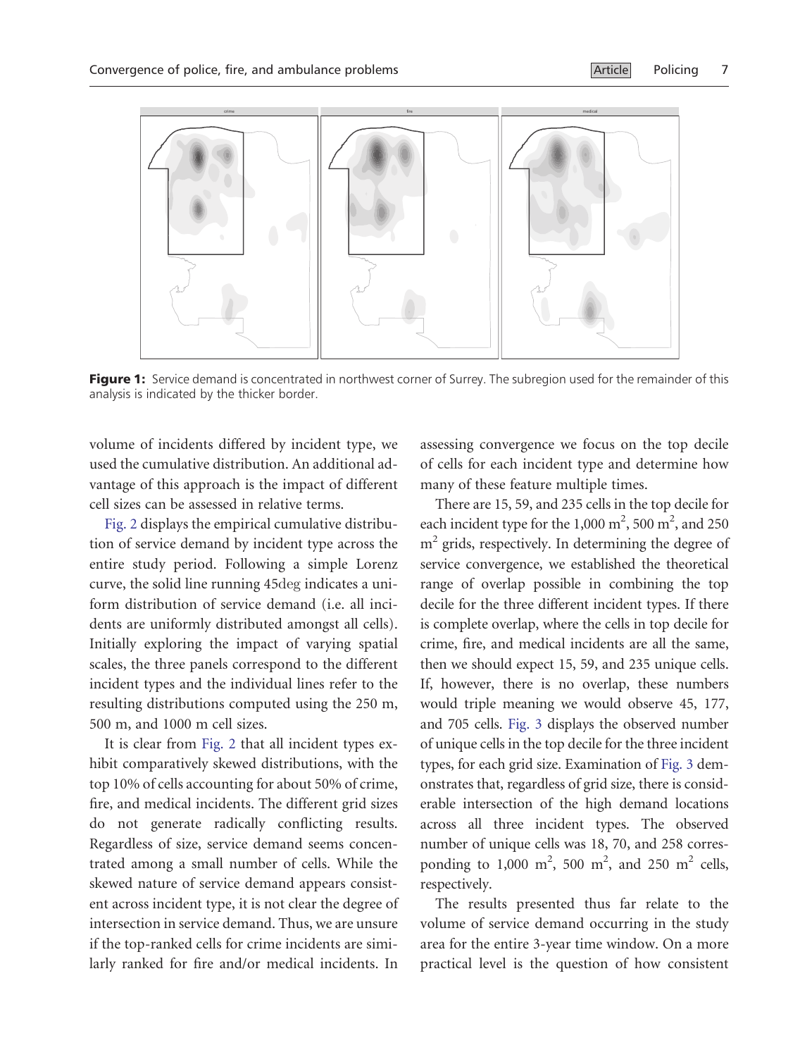**Figure 1:** Service demand is concentrated in northwest corner of Surrey. The subregion used for the remainder of this analysis is indicated by the thicker border.

volume of incidents differed by incident type, we used the cumulative distribution. An additional advantage of this approach is the impact of different cell sizes can be assessed in relative terms.

Fig. 2 displays the empirical cumulative distribution of service demand by incident type across the entire study period. Following a simple Lorenz curve, the solid line running 45deg indicates a uniform distribution of service demand (i.e. all incidents are uniformly distributed amongst all cells). Initially exploring the impact of varying spatial scales, the three panels correspond to the different incident types and the individual lines refer to the resulting distributions computed using the 250 m, 500 m, and 1000 m cell sizes.

It is clear from Fig. 2 that all incident types exhibit comparatively skewed distributions, with the top 10% of cells accounting for about 50% of crime, fire, and medical incidents. The different grid sizes do not generate radically conflicting results. Regardless of size, service demand seems concentrated among a small number of cells. While the skewed nature of service demand appears consistent across incident type, it is not clear the degree of intersection in service demand. Thus, we are unsure if the top-ranked cells for crime incidents are similarly ranked for fire and/or medical incidents. In assessing convergence we focus on the top decile of cells for each incident type and determine how many of these feature multiple times.

There are 15, 59, and 235 cells in the top decile for each incident type for the 1,000 $m^2$, 500 $m^2$, and 250 $m^2$ grids, respectively. In determining the degree of service convergence, we established the theoretical range of overlap possible in combining the top decile for the three different incident types. If there is complete overlap, where the cells in top decile for crime, fire, and medical incidents are all the same, then we should expect 15, 59, and 235 unique cells. If, however, there is no overlap, these numbers would triple meaning we would observe 45, 177, and 705 cells. Fig. 3 displays the observed number of unique cells in the top decile for the three incident types, for each grid size. Examination of Fig. 3 demonstrates that, regardless of grid size, there is considerable intersection of the high demand locations across all three incident types. The observed number of unique cells was 18, 70, and 258 corresponding to 1,000 $m^2$, 500 $m^2$, and 250 $m^2$ cells, respectively.

The results presented thus far relate to the volume of service demand occurring in the study area for the entire 3-year time window. On a more practical level is the question of how consistent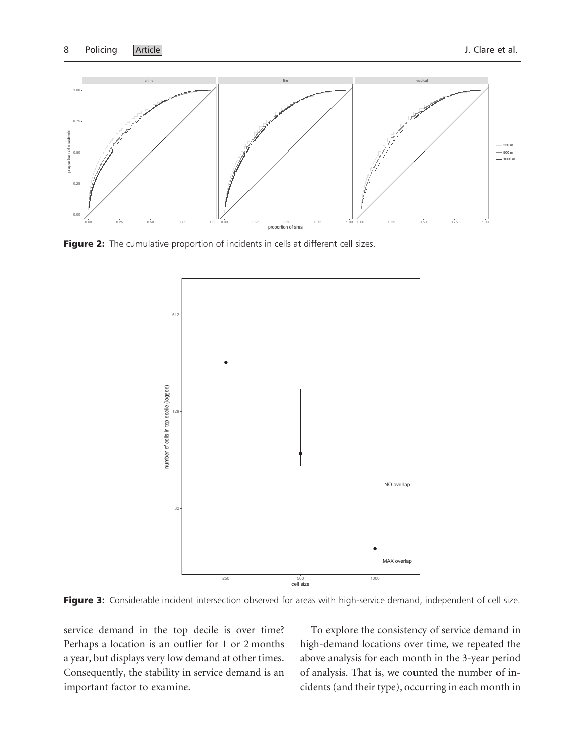Figure 2: The cumulative proportion of incidents in cells at different cell sizes.

Figure 3: Considerable incident intersection observed for areas with high-service demand, independent of cell size.

service demand in the top decile is over time? Perhaps a location is an outlier for 1 or 2 months a year, but displays very low demand at other times. Consequently, the stability in service demand is an important factor to examine.

To explore the consistency of service demand in high-demand locations over time, we repeated the above analysis for each month in the 3-year period of analysis. That is, we counted the number of incidents (and their type), occurring in each month in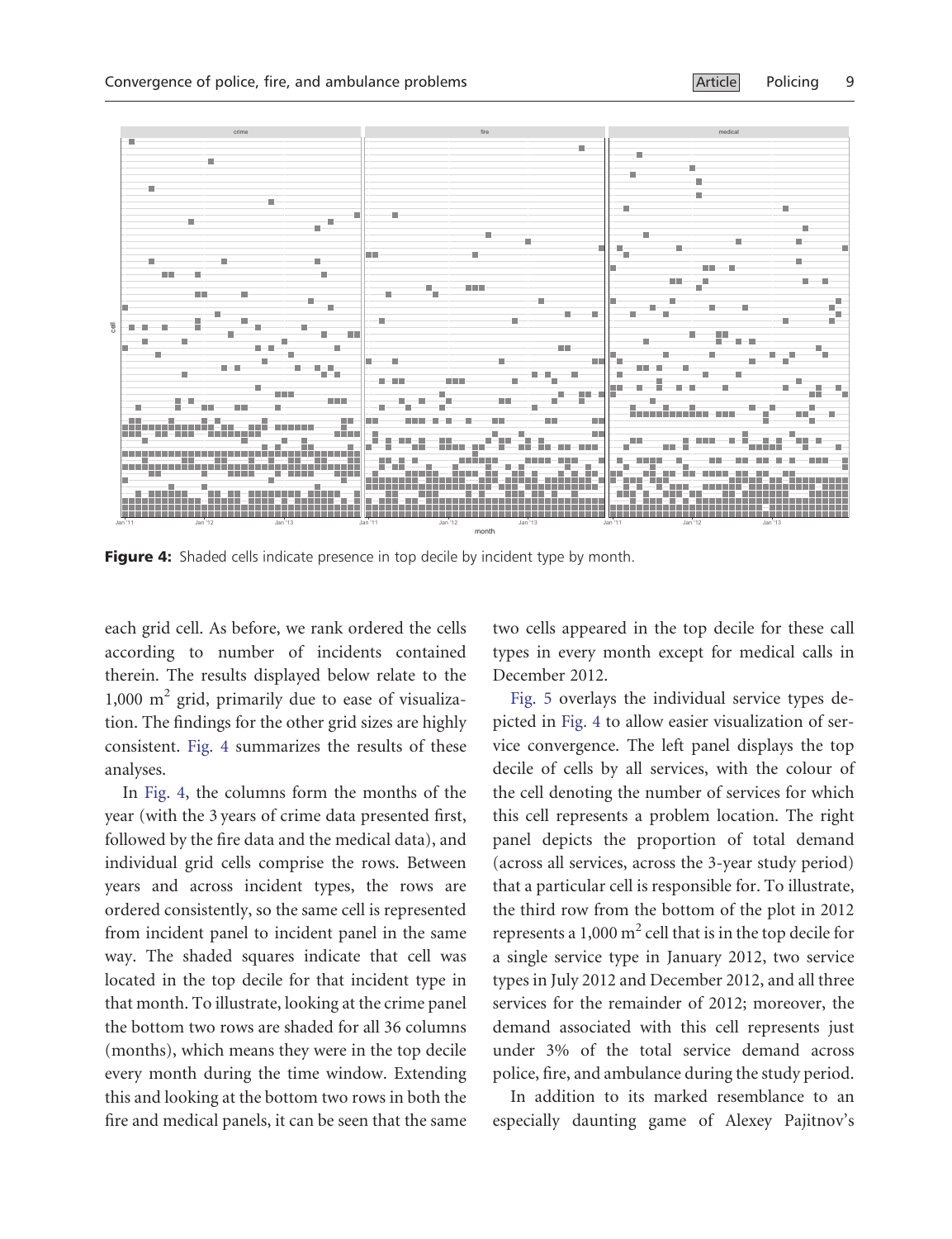**Figure 4:** Shaded cells indicate presence in top decile by incident type by month.

each grid cell. As before, we rank ordered the cells according to number of incidents contained therein. The results displayed below relate to the 1,000 $m^2$ grid, primarily due to ease of visualization. The findings for the other grid sizes are highly consistent. Fig. 4 summarizes the results of these analyses.

In Fig. 4, the columns form the months of the year (with the 3 years of crime data presented first, followed by the fire data and the medical data), and individual grid cells comprise the rows. Between years and across incident types, the rows are ordered consistently, so the same cell is represented from incident panel to incident panel in the same way. The shaded squares indicate that cell was located in the top decile for that incident type in that month. To illustrate, looking at the crime panel the bottom two rows are shaded for all 36 columns (months), which means they were in the top decile every month during the time window. Extending this and looking at the bottom two rows in both the fire and medical panels, it can be seen that the same two cells appeared in the top decile for these call types in every month except for medical calls in December 2012.

Fig. 5 overlays the individual service types depicted in Fig. 4 to allow easier visualization of service convergence. The left panel displays the top decile of cells by all services, with the colour of the cell denoting the number of services for which this cell represents a problem location. The right panel depicts the proportion of total demand (across all services, across the 3-year study period) that a particular cell is responsible for. To illustrate, the third row from the bottom of the plot in 2012 represents a 1,000 $m^2$ cell that is in the top decile for a single service type in January 2012, two service types in July 2012 and December 2012, and all three services for the remainder of 2012; moreover, the demand associated with this cell represents just under 3% of the total service demand across police, fire, and ambulance during the study period.

In addition to its marked resemblance to an especially daunting game of Alexey Pajitnov's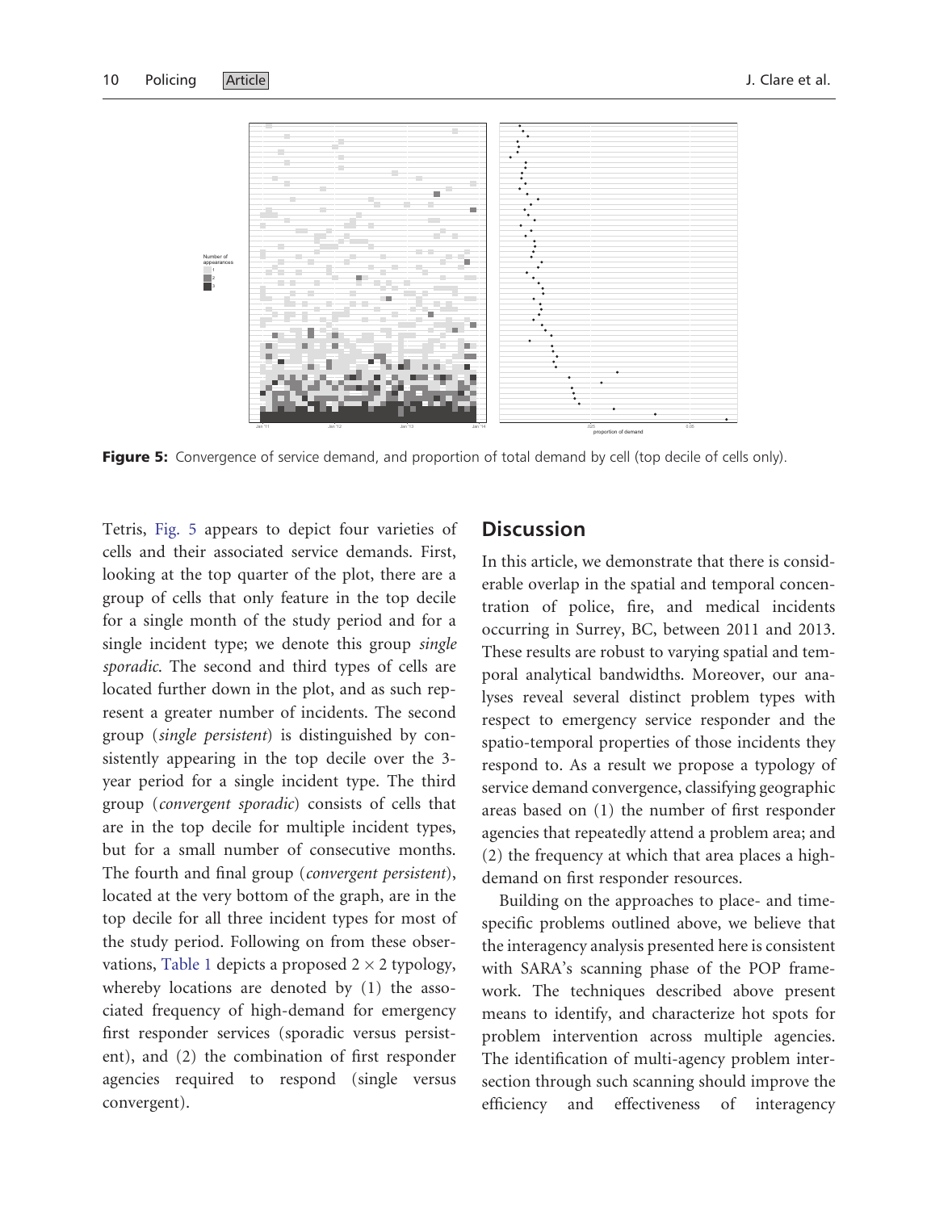**Figure 5:** Convergence of service demand, and proportion of total demand by cell (top decile of cells only).

Tetris, Fig. 5 appears to depict four varieties of cells and their associated service demands. First, looking at the top quarter of the plot, there are a group of cells that only feature in the top decile for a single month of the study period and for a single incident type; we denote this group *single sporadic*. The second and third types of cells are located further down in the plot, and as such represent a greater number of incidents. The second group (*single persistent*) is distinguished by consistently appearing in the top decile over the 3-year period for a single incident type. The third group (*convergent sporadic*) consists of cells that are in the top decile for multiple incident types, but for a small number of consecutive months. The fourth and final group (*convergent persistent*), located at the very bottom of the graph, are in the top decile for all three incident types for most of the study period. Following on from these observations, Table 1 depicts a proposed $2 \times 2$ typology, whereby locations are denoted by (1) the associated frequency of high-demand for emergency first responder services (sporadic versus persistent), and (2) the combination of first responder agencies required to respond (single versus convergent).

## Discussion

In this article, we demonstrate that there is considerable overlap in the spatial and temporal concentration of police, fire, and medical incidents occurring in Surrey, BC, between 2011 and 2013. These results are robust to varying spatial and temporal analytical bandwidths. Moreover, our analyses reveal several distinct problem types with respect to emergency service responder and the spatio-temporal properties of those incidents they respond to. As a result we propose a typology of service demand convergence, classifying geographic areas based on (1) the number of first responder agencies that repeatedly attend a problem area; and (2) the frequency at which that area places a high-demand on first responder resources.

Building on the approaches to place- and time-specific problems outlined above, we believe that the interagency analysis presented here is consistent with SARA's scanning phase of the POP framework. The techniques described above present means to identify, and characterize hot spots for problem intervention across multiple agencies. The identification of multi-agency problem intersection through such scanning should improve the efficiency and effectiveness of interagency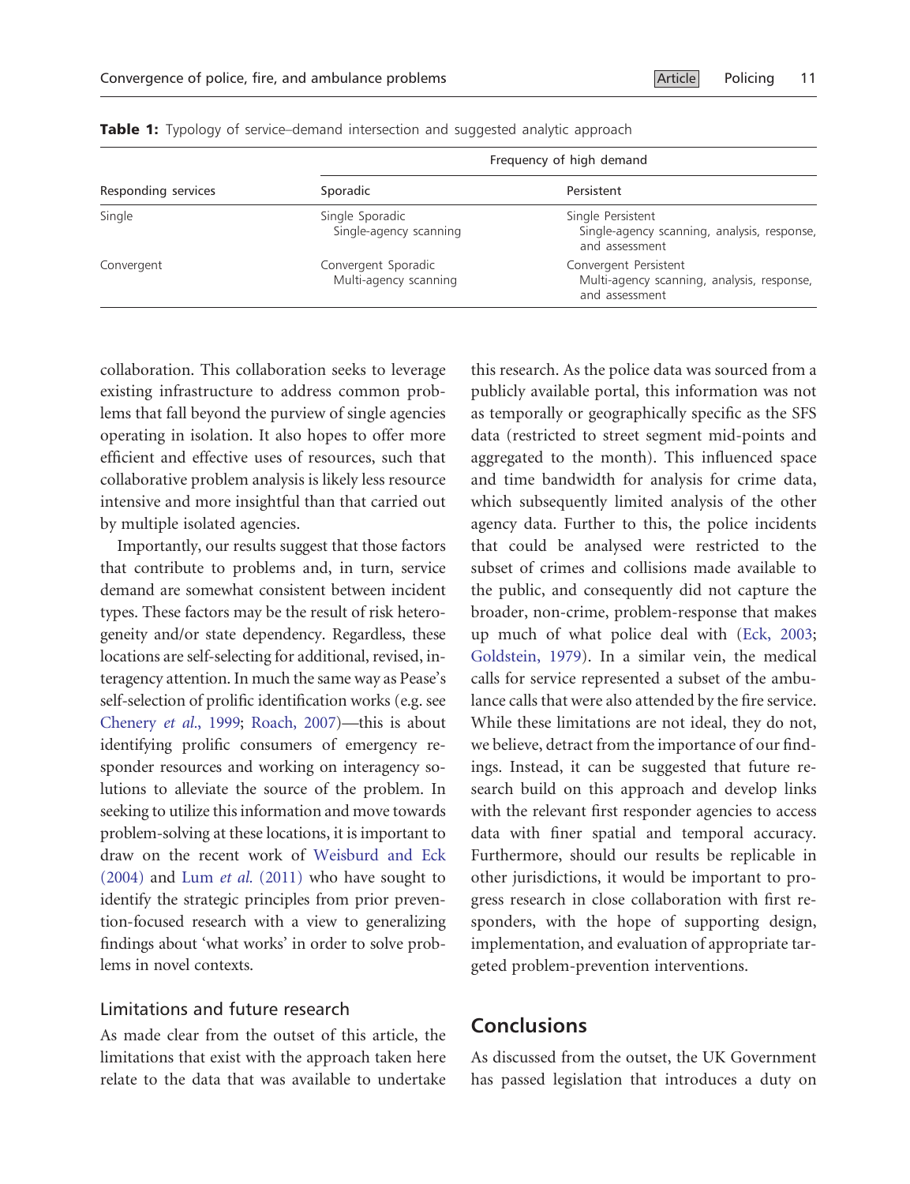**Table 1:** Typology of service–demand intersection and suggested analytic approach

| Responding services | Frequency of high demand | |
|---|---|---|
| | Sporadic | Persistent |
| Single | Single Sporadic<br>Single-agency scanning | Single Persistent<br>Single-agency scanning, analysis, response, and assessment |
| Convergent | Convergent Sporadic<br>Multi-agency scanning | Convergent Persistent<br>Multi-agency scanning, analysis, response, and assessment |

collaboration. This collaboration seeks to leverage existing infrastructure to address common problems that fall beyond the purview of single agencies operating in isolation. It also hopes to offer more efficient and effective uses of resources, such that collaborative problem analysis is likely less resource intensive and more insightful than that carried out by multiple isolated agencies.

Importantly, our results suggest that those factors that contribute to problems and, in turn, service demand are somewhat consistent between incident types. These factors may be the result of risk heterogeneity and/or state dependency. Regardless, these locations are self-selecting for additional, revised, interagency attention. In much the same way as Pease's self-selection of prolific identification works (e.g. see Chenery *et al*., 1999; Roach, 2007)—this is about identifying prolific consumers of emergency responder resources and working on interagency solutions to alleviate the source of the problem. In seeking to utilize this information and move towards problem-solving at these locations, it is important to draw on the recent work of Weisburd and Eck (2004) and Lum *et al.* (2011) who have sought to identify the strategic principles from prior prevention-focused research with a view to generalizing findings about 'what works' in order to solve problems in novel contexts.

## Limitations and future research

As made clear from the outset of this article, the limitations that exist with the approach taken here relate to the data that was available to undertake this research. As the police data was sourced from a publicly available portal, this information was not as temporally or geographically specific as the SFS data (restricted to street segment mid-points and aggregated to the month). This influenced space and time bandwidth for analysis for crime data, which subsequently limited analysis of the other agency data. Further to this, the police incidents that could be analysed were restricted to the subset of crimes and collisions made available to the public, and consequently did not capture the broader, non-crime, problem-response that makes up much of what police deal with (Eck, 2003; Goldstein, 1979). In a similar vein, the medical calls for service represented a subset of the ambulance calls that were also attended by the fire service. While these limitations are not ideal, they do not, we believe, detract from the importance of our findings. Instead, it can be suggested that future research build on this approach and develop links with the relevant first responder agencies to access data with finer spatial and temporal accuracy. Furthermore, should our results be replicable in other jurisdictions, it would be important to progress research in close collaboration with first responders, with the hope of supporting design, implementation, and evaluation of appropriate targeted problem-prevention interventions.

# Conclusions

As discussed from the outset, the UK Government has passed legislation that introduces a duty on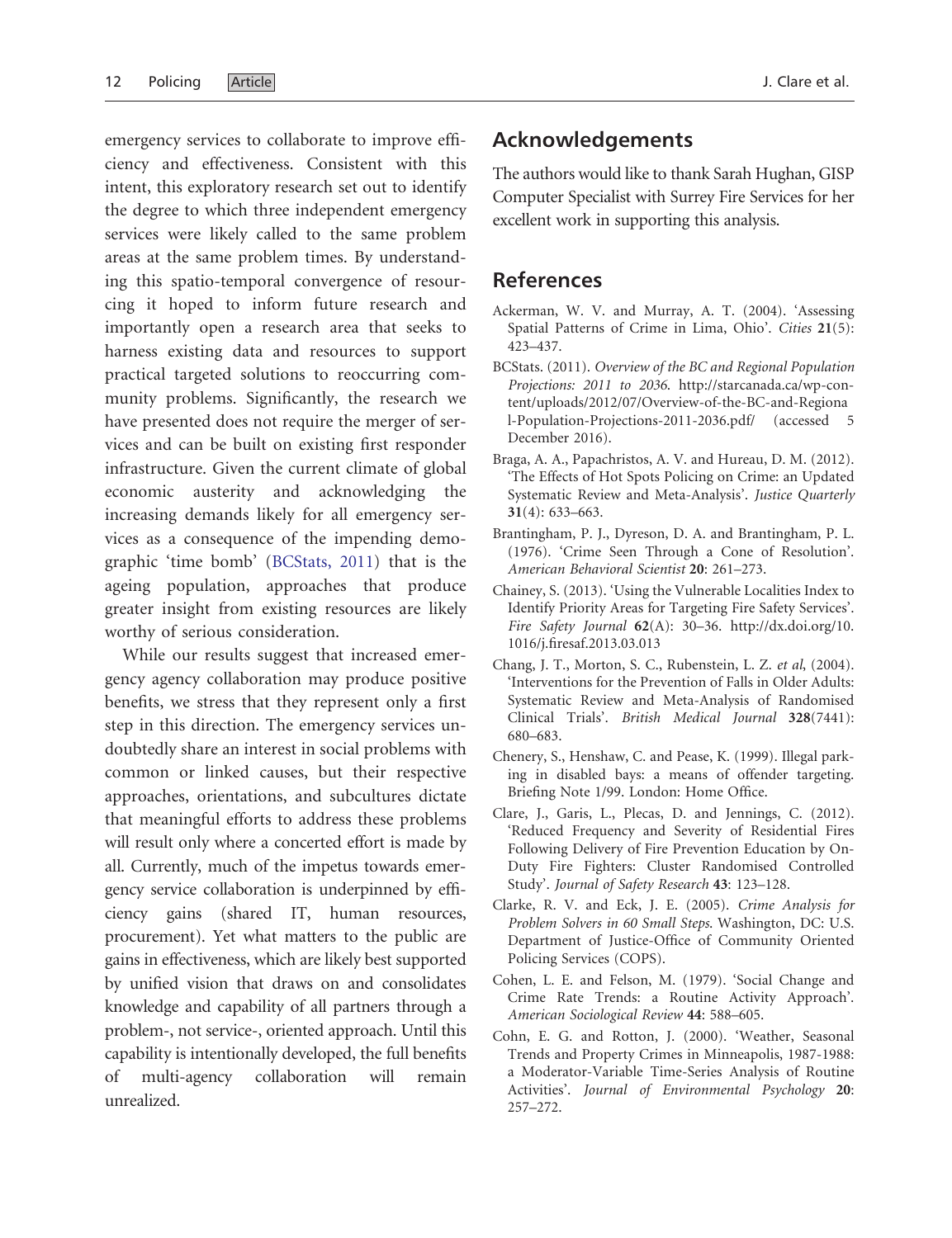emergency services to collaborate to improve efficiency and effectiveness. Consistent with this intent, this exploratory research set out to identify the degree to which three independent emergency services were likely called to the same problem areas at the same problem times. By understanding this spatio-temporal convergence of resourcing it hoped to inform future research and importantly open a research area that seeks to harness existing data and resources to support practical targeted solutions to reoccurring community problems. Significantly, the research we have presented does not require the merger of services and can be built on existing first responder infrastructure. Given the current climate of global economic austerity and acknowledging the increasing demands likely for all emergency services as a consequence of the impending demographic 'time bomb' (BCStats, 2011) that is the ageing population, approaches that produce greater insight from existing resources are likely worthy of serious consideration.

While our results suggest that increased emergency agency collaboration may produce positive benefits, we stress that they represent only a first step in this direction. The emergency services undoubtedly share an interest in social problems with common or linked causes, but their respective approaches, orientations, and subcultures dictate that meaningful efforts to address these problems will result only where a concerted effort is made by all. Currently, much of the impetus towards emergency service collaboration is underpinned by efficiency gains (shared IT, human resources, procurement). Yet what matters to the public are gains in effectiveness, which are likely best supported by unified vision that draws on and consolidates knowledge and capability of all partners through a problem-, not service-, oriented approach. Until this capability is intentionally developed, the full benefits of multi-agency collaboration will remain unrealized.

## Acknowledgements

The authors would like to thank Sarah Hughan, GISP Computer Specialist with Surrey Fire Services for her excellent work in supporting this analysis.

## References

Ackerman, W. V. and Murray, A. T. (2004). 'Assessing Spatial Patterns of Crime in Lima, Ohio'. *Cities* **21**(5): 423–437.

BCStats. (2011). *Overview of the BC and Regional Population Projections: 2011 to 2036*. http://starcanada.ca/wp-content/uploads/2012/07/Overview-of-the-BC-and-Regional-Population-Projections-2011-2036.pdf/ (accessed 5 December 2016).

Braga, A. A., Papachristos, A. V. and Hureau, D. M. (2012). 'The Effects of Hot Spots Policing on Crime: an Updated Systematic Review and Meta-Analysis'. *Justice Quarterly* **31**(4): 633–663.

Brantingham, P. J., Dyreson, D. A. and Brantingham, P. L. (1976). 'Crime Seen Through a Cone of Resolution'. *American Behavioral Scientist* **20**: 261–273.

Chainey, S. (2013). 'Using the Vulnerable Localities Index to Identify Priority Areas for Targeting Fire Safety Services'. *Fire Safety Journal* **62**(A): 30–36. http://dx.doi.org/10.1016/j.firesaf.2013.03.013

Chang, J. T., Morton, S. C., Rubenstein, L. Z. *et al*, (2004). 'Interventions for the Prevention of Falls in Older Adults: Systematic Review and Meta-Analysis of Randomised Clinical Trials'. *British Medical Journal* **328**(7441): 680–683.

Chenery, S., Henshaw, C. and Pease, K. (1999). Illegal parking in disabled bays: a means of offender targeting. Briefing Note 1/99. London: Home Office.

Clare, J., Garis, L., Plecas, D. and Jennings, C. (2012). 'Reduced Frequency and Severity of Residential Fires Following Delivery of Fire Prevention Education by On-Duty Fire Fighters: Cluster Randomised Controlled Study'. *Journal of Safety Research* **43**: 123–128.

Clarke, R. V. and Eck, J. E. (2005). *Crime Analysis for Problem Solvers in 60 Small Steps*. Washington, DC: U.S. Department of Justice-Office of Community Oriented Policing Services (COPS).

Cohen, L. E. and Felson, M. (1979). 'Social Change and Crime Rate Trends: a Routine Activity Approach'. *American Sociological Review* **44**: 588–605.

Cohn, E. G. and Rotton, J. (2000). 'Weather, Seasonal Trends and Property Crimes in Minneapolis, 1987-1988: a Moderator-Variable Time-Series Analysis of Routine Activities'. *Journal of Environmental Psychology* **20**: 257–272.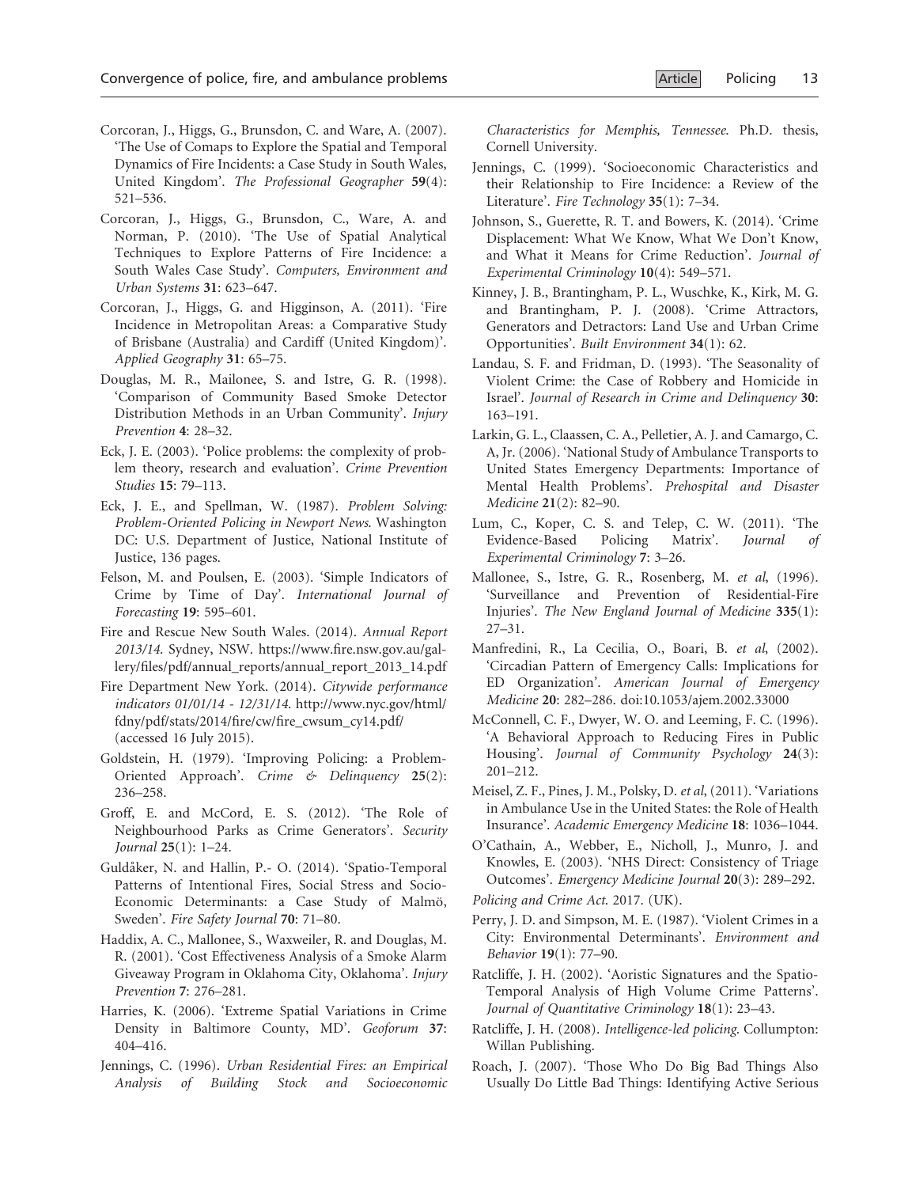Corcoran, J., Higgs, G., Brunsdon, C. and Ware, A. (2007). 'The Use of Comaps to Explore the Spatial and Temporal Dynamics of Fire Incidents: a Case Study in South Wales, United Kingdom'. *The Professional Geographer* **59**(4): 521–536.

Corcoran, J., Higgs, G., Brunsdon, C., Ware, A. and Norman, P. (2010). 'The Use of Spatial Analytical Techniques to Explore Patterns of Fire Incidence: a South Wales Case Study'. *Computers, Environment and Urban Systems* **31**: 623–647.

Corcoran, J., Higgs, G. and Higginson, A. (2011). 'Fire Incidence in Metropolitan Areas: a Comparative Study of Brisbane (Australia) and Cardiff (United Kingdom)'. *Applied Geography* **31**: 65–75.

Douglas, M. R., Mailonee, S. and Istre, G. R. (1998). 'Comparison of Community Based Smoke Detector Distribution Methods in an Urban Community'. *Injury Prevention* **4**: 28–32.

Eck, J. E. (2003). 'Police problems: the complexity of problem theory, research and evaluation'. *Crime Prevention Studies* **15**: 79–113.

Eck, J. E., and Spellman, W. (1987). *Problem Solving: Problem-Oriented Policing in Newport News*. Washington DC: U.S. Department of Justice, National Institute of Justice, 136 pages.

Felson, M. and Poulsen, E. (2003). 'Simple Indicators of Crime by Time of Day'. *International Journal of Forecasting* **19**: 595–601.

Fire and Rescue New South Wales. (2014). *Annual Report 2013/14*. Sydney, NSW. https://www.fire.nsw.gov.au/gallery/files/pdf/annual_reports/annual_report_2013_14.pdf

Fire Department New York. (2014). *Citywide performance indicators 01/01/14 - 12/31/14*. http://www.nyc.gov/html/fdny/pdf/stats/2014/fire/cw/fire_cwsum_cy14.pdf/ (accessed 16 July 2015).

Goldstein, H. (1979). 'Improving Policing: a Problem-Oriented Approach'. *Crime & Delinquency* **25**(2): 236–258.

Groff, E. and McCord, E. S. (2012). 'The Role of Neighbourhood Parks as Crime Generators'. *Security Journal* **25**(1): 1–24.

Guldåker, N. and Hallin, P.- O. (2014). 'Spatio-Temporal Patterns of Intentional Fires, Social Stress and Socio-Economic Determinants: a Case Study of Malmö, Sweden'. *Fire Safety Journal* **70**: 71–80.

Haddix, A. C., Mallonee, S., Waxweiler, R. and Douglas, M. R. (2001). 'Cost Effectiveness Analysis of a Smoke Alarm Giveaway Program in Oklahoma City, Oklahoma'. *Injury Prevention* **7**: 276–281.

Harries, K. (2006). 'Extreme Spatial Variations in Crime Density in Baltimore County, MD'. *Geoforum* **37**: 404–416.

Jennings, C. (1996). *Urban Residential Fires: an Empirical Analysis of Building Stock and Socioeconomic Characteristics for Memphis, Tennessee*. Ph.D. thesis, Cornell University.

Jennings, C. (1999). 'Socioeconomic Characteristics and their Relationship to Fire Incidence: a Review of the Literature'. *Fire Technology* **35**(1): 7–34.

Johnson, S., Guerette, R. T. and Bowers, K. (2014). 'Crime Displacement: What We Know, What We Don't Know, and What it Means for Crime Reduction'. *Journal of Experimental Criminology* **10**(4): 549–571.

Kinney, J. B., Brantingham, P. L., Wuschke, K., Kirk, M. G. and Brantingham, P. J. (2008). 'Crime Attractors, Generators and Detractors: Land Use and Urban Crime Opportunities'. *Built Environment* **34**(1): 62.

Landau, S. F. and Fridman, D. (1993). 'The Seasonality of Violent Crime: the Case of Robbery and Homicide in Israel'. *Journal of Research in Crime and Delinquency* **30**: 163–191.

Larkin, G. L., Claassen, C. A., Pelletier, A. J. and Camargo, C. A, Jr. (2006). 'National Study of Ambulance Transports to United States Emergency Departments: Importance of Mental Health Problems'. *Prehospital and Disaster Medicine* **21**(2): 82–90.

Lum, C., Koper, C. S. and Telep, C. W. (2011). 'The Evidence-Based Policing Matrix'. *Journal of Experimental Criminology* **7**: 3–26.

Mallonee, S., Istre, G. R., Rosenberg, M. *et al*, (1996). 'Surveillance and Prevention of Residential-Fire Injuries'. *The New England Journal of Medicine* **335**(1): 27–31.

Manfredini, R., La Cecilia, O., Boari, B. *et al*, (2002). 'Circadian Pattern of Emergency Calls: Implications for ED Organization'. *American Journal of Emergency Medicine* **20**: 282–286. doi:10.1053/ajem.2002.33000

McConnell, C. F., Dwyer, W. O. and Leeming, F. C. (1996). 'A Behavioral Approach to Reducing Fires in Public Housing'. *Journal of Community Psychology* **24**(3): 201–212.

Meisel, Z. F., Pines, J. M., Polsky, D. *et al*, (2011). 'Variations in Ambulance Use in the United States: the Role of Health Insurance'. *Academic Emergency Medicine* **18**: 1036–1044.

O'Cathain, A., Webber, E., Nicholl, J., Munro, J. and Knowles, E. (2003). 'NHS Direct: Consistency of Triage Outcomes'. *Emergency Medicine Journal* **20**(3): 289–292.

*Policing and Crime Act*. 2017. (UK).

Perry, J. D. and Simpson, M. E. (1987). 'Violent Crimes in a City: Environmental Determinants'. *Environment and Behavior* **19**(1): 77–90.

Ratcliffe, J. H. (2002). 'Aoristic Signatures and the Spatio-Temporal Analysis of High Volume Crime Patterns'. *Journal of Quantitative Criminology* **18**(1): 23–43.

Ratcliffe, J. H. (2008). *Intelligence-led policing*. Collumpton: Willan Publishing.

Roach, J. (2007). 'Those Who Do Big Bad Things Also Usually Do Little Bad Things: Identifying Active Serious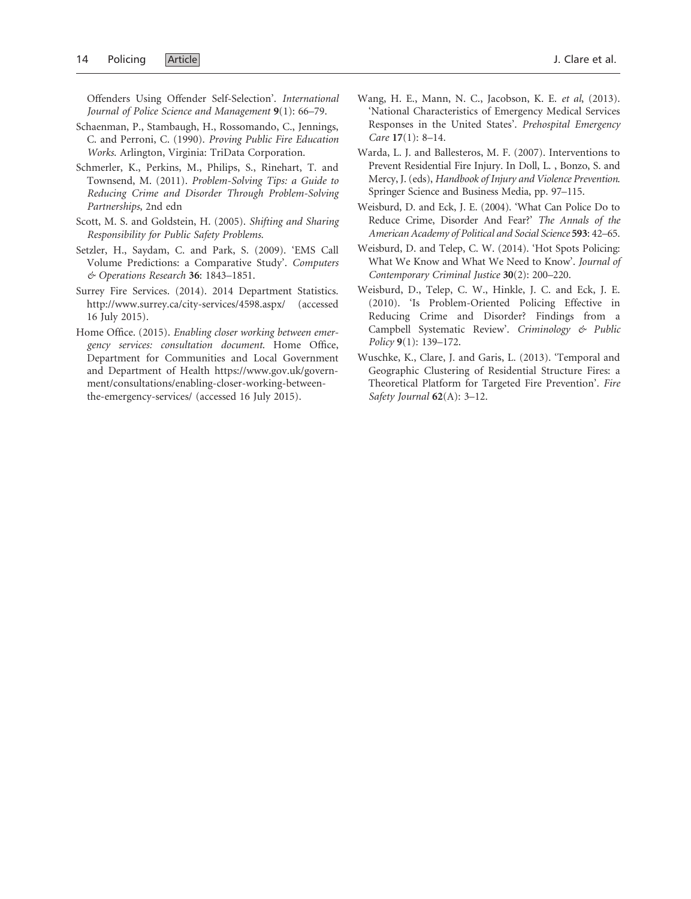Offenders Using Offender Self-Selection'. *International Journal of Police Science and Management* **9**(1): 66–79.

Schaenman, P., Stambaugh, H., Rossomando, C., Jennings, C. and Perroni, C. (1990). *Proving Public Fire Education Works*. Arlington, Virginia: TriData Corporation.

Schmerler, K., Perkins, M., Philips, S., Rinehart, T. and Townsend, M. (2011). *Problem-Solving Tips: a Guide to Reducing Crime and Disorder Through Problem-Solving Partnerships*, 2nd edn

Scott, M. S. and Goldstein, H. (2005). *Shifting and Sharing Responsibility for Public Safety Problems*.

Setzler, H., Saydam, C. and Park, S. (2009). 'EMS Call Volume Predictions: a Comparative Study'. *Computers & Operations Research* **36**: 1843–1851.

Surrey Fire Services. (2014). 2014 Department Statistics. http://www.surrey.ca/city-services/4598.aspx/ (accessed 16 July 2015).

Home Office. (2015). *Enabling closer working between emergency services: consultation document*. Home Office, Department for Communities and Local Government and Department of Health https://www.gov.uk/government/consultations/enabling-closer-working-between-the-emergency-services/ (accessed 16 July 2015).

Wang, H. E., Mann, N. C., Jacobson, K. E. *et al*, (2013). 'National Characteristics of Emergency Medical Services Responses in the United States'. *Prehospital Emergency Care* **17**(1): 8–14.

Warda, L. J. and Ballesteros, M. F. (2007). Interventions to Prevent Residential Fire Injury. In Doll, L. , Bonzo, S. and Mercy, J. (eds), *Handbook of Injury and Violence Prevention*. Springer Science and Business Media, pp. 97–115.

Weisburd, D. and Eck, J. E. (2004). 'What Can Police Do to Reduce Crime, Disorder And Fear?' *The Annals of the American Academy of Political and Social Science* **593**: 42–65.

Weisburd, D. and Telep, C. W. (2014). 'Hot Spots Policing: What We Know and What We Need to Know'. *Journal of Contemporary Criminal Justice* **30**(2): 200–220.

Weisburd, D., Telep, C. W., Hinkle, J. C. and Eck, J. E. (2010). 'Is Problem-Oriented Policing Effective in Reducing Crime and Disorder? Findings from a Campbell Systematic Review'. *Criminology & Public Policy* **9**(1): 139–172.

Wuschke, K., Clare, J. and Garis, L. (2013). 'Temporal and Geographic Clustering of Residential Structure Fires: a Theoretical Platform for Targeted Fire Prevention'. *Fire Safety Journal* **62**(A): 3–12.